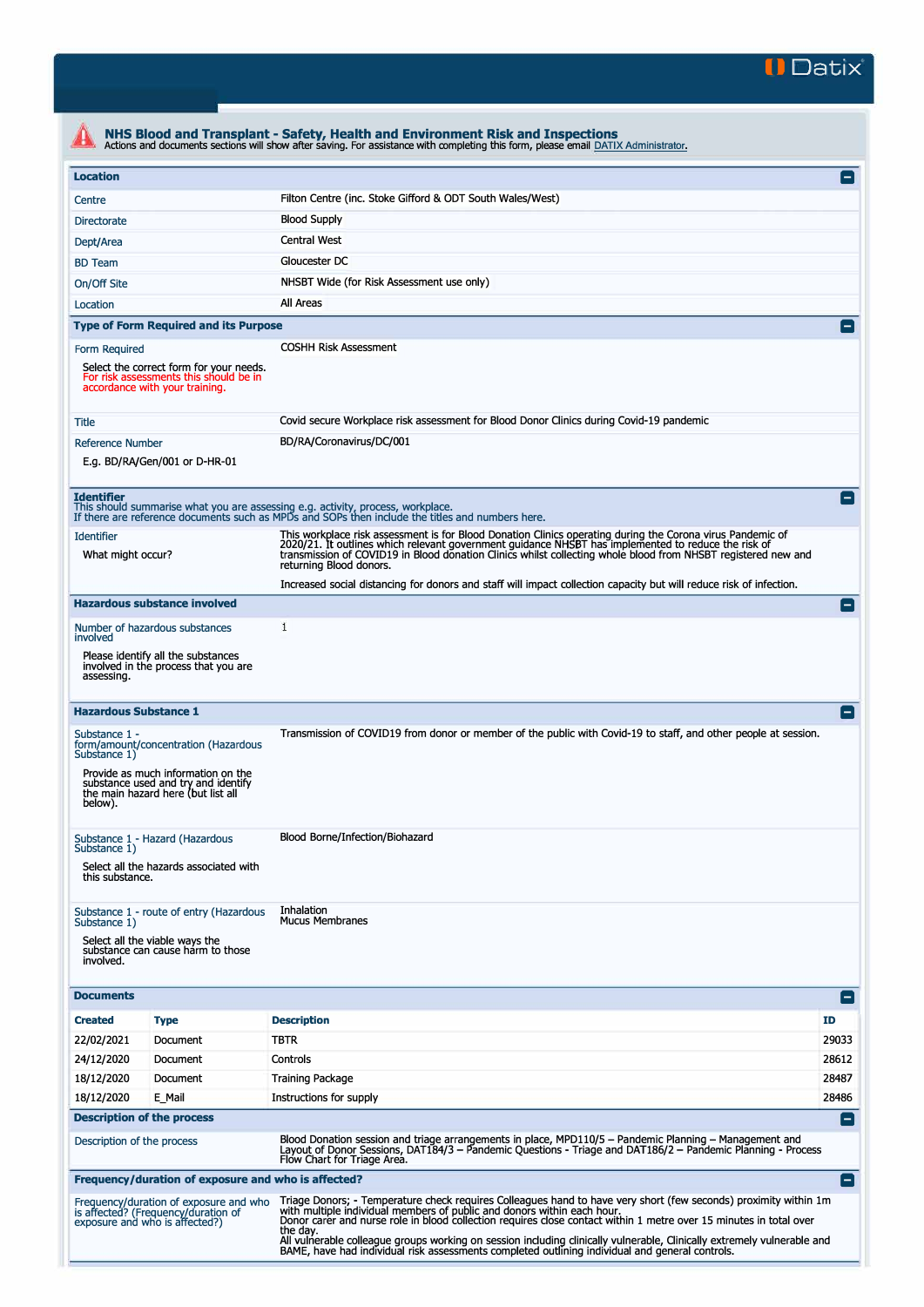Datix

# NHS Blood and Transplant - Safety, Health and Environment Risk and Inspections

Actions and documents sections will show after saving. For assistance with completing this form, please email DATIX Administrator.

## Location

| | |
|---|---|
| Centre | Filton Centre (inc. Stoke Gifford & ODT South Wales/West) |
| Directorate | Blood Supply |
| Dept/Area | Central West |
| BD Team | Gloucester DC |
| On/Off Site | NHSBT Wide (for Risk Assessment use only) |
| Location | All Areas |

## Type of Form Required and its Purpose

| | |
|---|---|
| Form Required<br>Select the correct form for your needs. For risk assessments this should be in accordance with your training. | COSHH Risk Assessment |
| Title | Covid secure Workplace risk assessment for Blood Donor Clinics during Covid-19 pandemic |
| Reference Number<br>E.g. BD/RA/Gen/001 or D-HR-01 | BD/RA/Coronavirus/DC/001 |

## Identifier

This should summarise what you are assessing e.g. activity, process, workplace.
If there are reference documents such as MPDs and SOPs then include the titles and numbers here.

| | |
|---|---|
| Identifier<br>What might occur? | This workplace risk assessment is for Blood Donation Clinics operating during the Corona virus Pandemic of 2020/21. It outlines which relevant government guidance NHSBT has implemented to reduce the risk of transmission of COVID19 in Blood donation Clinics whilst collecting whole blood from NHSBT registered new and returning Blood donors.<br><br>Increased social distancing for donors and staff will impact collection capacity but will reduce risk of infection. |

## Hazardous substance involved

| | |
|---|---|
| Number of hazardous substances involved<br>Please identify all the substances involved in the process that you are assessing. | 1 |

## Hazardous Substance 1

| | |
|---|---|
| Substance 1 - form/amount/concentration (Hazardous Substance 1)<br>Provide as much information on the substance used and try and identify the main hazard here (but list all below). | Transmission of COVID19 from donor or member of the public with Covid-19 to staff, and other people at session. |
| Substance 1 - Hazard (Hazardous Substance 1)<br>Select all the hazards associated with this substance. | Blood Borne/Infection/Biohazard |
| Substance 1 - route of entry (Hazardous Substance 1)<br>Select all the viable ways the substance can cause harm to those involved. | Inhalation<br>Mucus Membranes |

## Documents

| Created | Type | Description | ID |
|---|---|---|---|
| 22/02/2021 | Document | TBTR | 29033 |
| 24/12/2020 | Document | Controls | 28612 |
| 18/12/2020 | Document | Training Package | 28487 |
| 18/12/2020 | E_Mail | Instructions for supply | 28486 |

## Description of the process

| | |
|---|---|
| Description of the process | Blood Donation session and triage arrangements in place, MPD110/5 – Pandemic Planning – Management and Layout of Donor Sessions, DAT184/3 – Pandemic Questions - Triage and DAT186/2 – Pandemic Planning - Process Flow Chart for Triage Area. |

## Frequency/duration of exposure and who is affected?

| | |
|---|---|
| Frequency/duration of exposure and who is affected? (Frequency/duration of exposure and who is affected?) | Triage Donors; - Temperature check requires Colleagues hand to have very short (few seconds) proximity within 1m with multiple individual members of public and donors within each hour.<br>Donor carer and nurse role in blood collection requires close contact within 1 metre over 15 minutes in total over the day.<br>All vulnerable colleague groups working on session including clinically vulnerable, Clinically extremely vulnerable and BAME, have had individual risk assessments completed outlining individual and general controls. |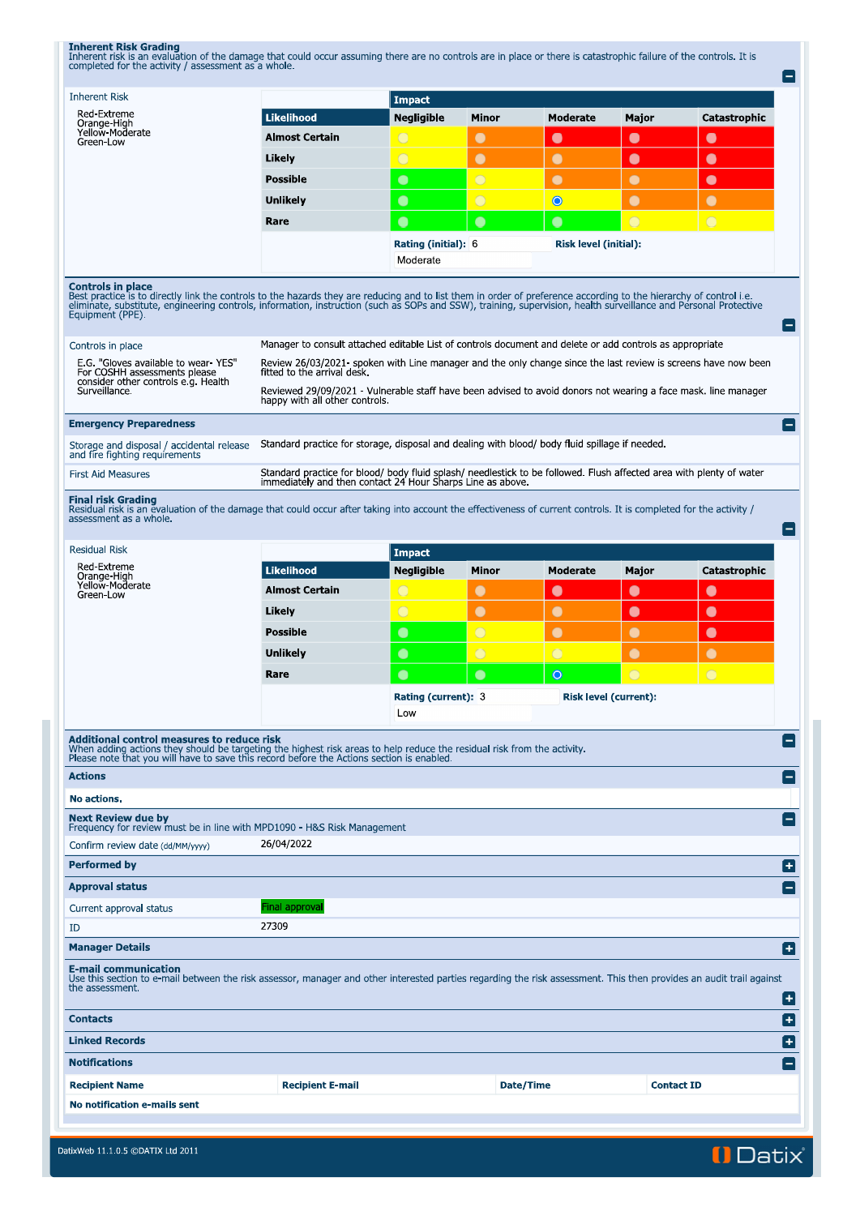**Inherent Risk Grading**
Inherent risk is an evaluation of the damage that could occur assuming there are no controls are in place or there is catastrophic failure of the controls. It is completed for the activity / assessment as a whole.

Inherent Risk

Red-Extreme
Orange-High
Yellow-Moderate
Green-Low

| | Impact | | | | |
|---|---|---|---|---|---|
| **Likelihood** | **Negligible** | **Minor** | **Moderate** | **Major** | **Catastrophic** |
| **Almost Certain** | | | | | |
| **Likely** | | | | | |
| **Possible** | | | | | |
| **Unlikely** | | | ◉ | | |
| **Rare** | | | | | |

**Rating (initial):** 6 **Risk level (initial):** Moderate

**Controls in place**
Best practice is to directly link the controls to the hazards they are reducing and to list them in order of preference according to the hierarchy of control i.e. eliminate, substitute, engineering controls, information, instruction (such as SOPs and SSW), training, supervision, health surveillance and Personal Protective Equipment (PPE).

| | |
|---|---|
| Controls in place<br><br>E.G. "Gloves available to wear- YES" For COSHH assessments please consider other controls e.g. Health Surveillance. | Manager to consult attached editable List of controls document and delete or add controls as appropriate<br><br>Review 26/03/2021- spoken with Line manager and the only change since the last review is screens have now been fitted to the arrival desk.<br><br>Reviewed 29/09/2021 - Vulnerable staff have been advised to avoid donors not wearing a face mask. line manager happy with all other controls. |

**Emergency Preparedness**

| | |
|---|---|
| Storage and disposal / accidental release and fire fighting requirements | Standard practice for storage, disposal and dealing with blood/ body fluid spillage if needed. |
| First Aid Measures | Standard practice for blood/ body fluid splash/ needlestick to be followed. Flush affected area with plenty of water immediately and then contact 24 Hour Sharps Line as above. |

**Final risk Grading**
Residual risk is an evaluation of the damage that could occur after taking into account the effectiveness of current controls. It is completed for the activity / assessment as a whole.

Residual Risk

Red-Extreme
Orange-High
Yellow-Moderate
Green-Low

| | Impact | | | | |
|---|---|---|---|---|---|
| **Likelihood** | **Negligible** | **Minor** | **Moderate** | **Major** | **Catastrophic** |
| **Almost Certain** | | | | | |
| **Likely** | | | | | |
| **Possible** | | | | | |
| **Unlikely** | | | | | |
| **Rare** | | | ◉ | | |

**Rating (current):** 3 **Risk level (current):** Low

**Additional control measures to reduce risk**
When adding actions they should be targeting the highest risk areas to help reduce the residual risk from the activity.
Please note that you will have to save this record before the Actions section is enabled.

**Actions**

**No actions.**

**Next Review due by**
Frequency for review must be in line with MPD1090 - H&S Risk Management

| | |
|---|---|
| Confirm review date (dd/MM/yyyy) | 26/04/2022 |

**Performed by**

**Approval status**

| | |
|---|---|
| Current approval status | Final approval |
| ID | 27309 |

**Manager Details**

**E-mail communication**
Use this section to e-mail between the risk assessor, manager and other interested parties regarding the risk assessment. This then provides an audit trail against the assessment.

**Contacts**

**Linked Records**

**Notifications**

| Recipient Name | Recipient E-mail | Date/Time | Contact ID |
|---|---|---|---|
| **No notification e-mails sent** | | | |

DatixWeb 11.1.0.5 ©DATIX Ltd 2011